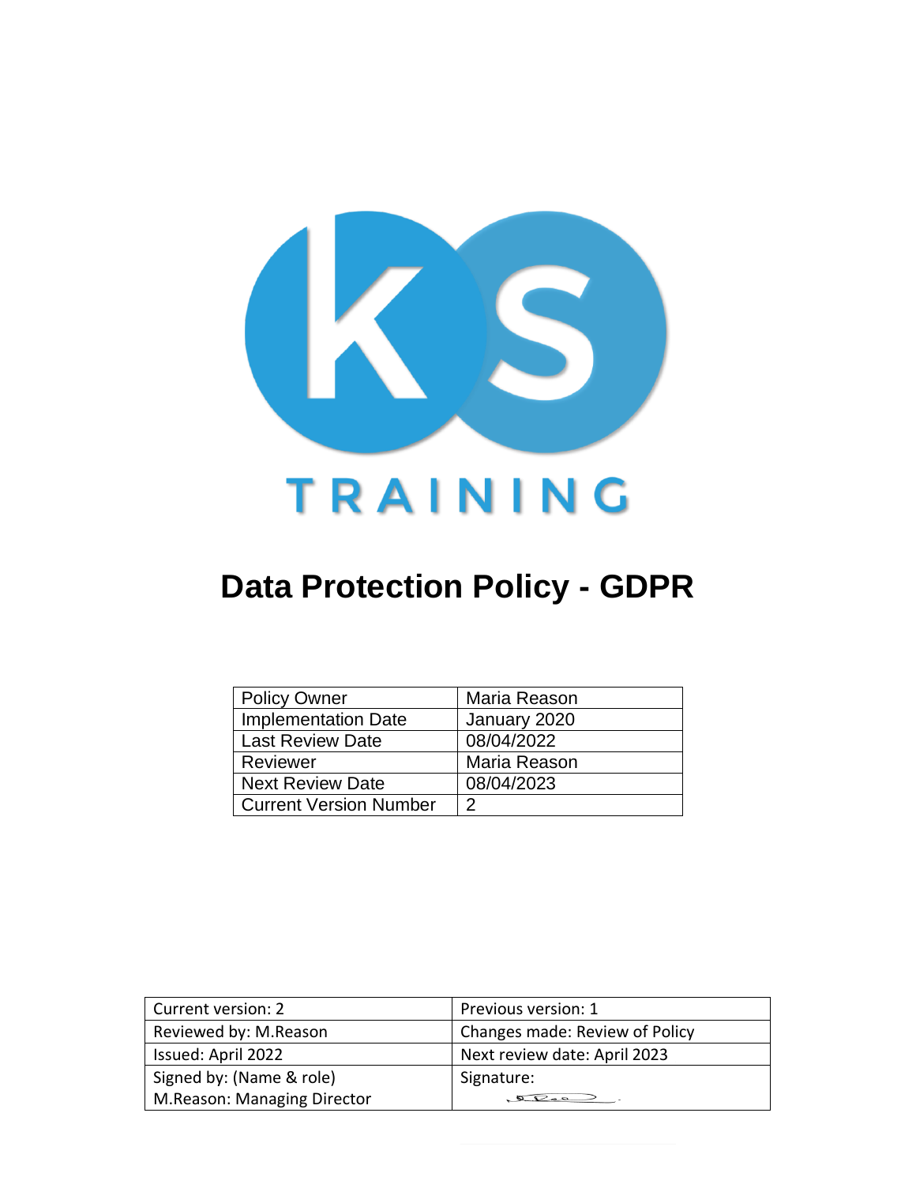TRAINING

# Data Protection Policy - GDPR

| Policy Owner | Maria Reason |
|---|---|
| Implementation Date | January 2020 |
| Last Review Date | 08/04/2022 |
| Reviewer | Maria Reason |
| Next Review Date | 08/04/2023 |
| Current Version Number | 2 |

| Current version: 2 | Previous version: 1 |
|---|---|
| Reviewed by: M.Reason | Changes made: Review of Policy |
| Issued: April 2022 | Next review date: April 2023 |
| Signed by: (Name & role) M.Reason: Managing Director | Signature: |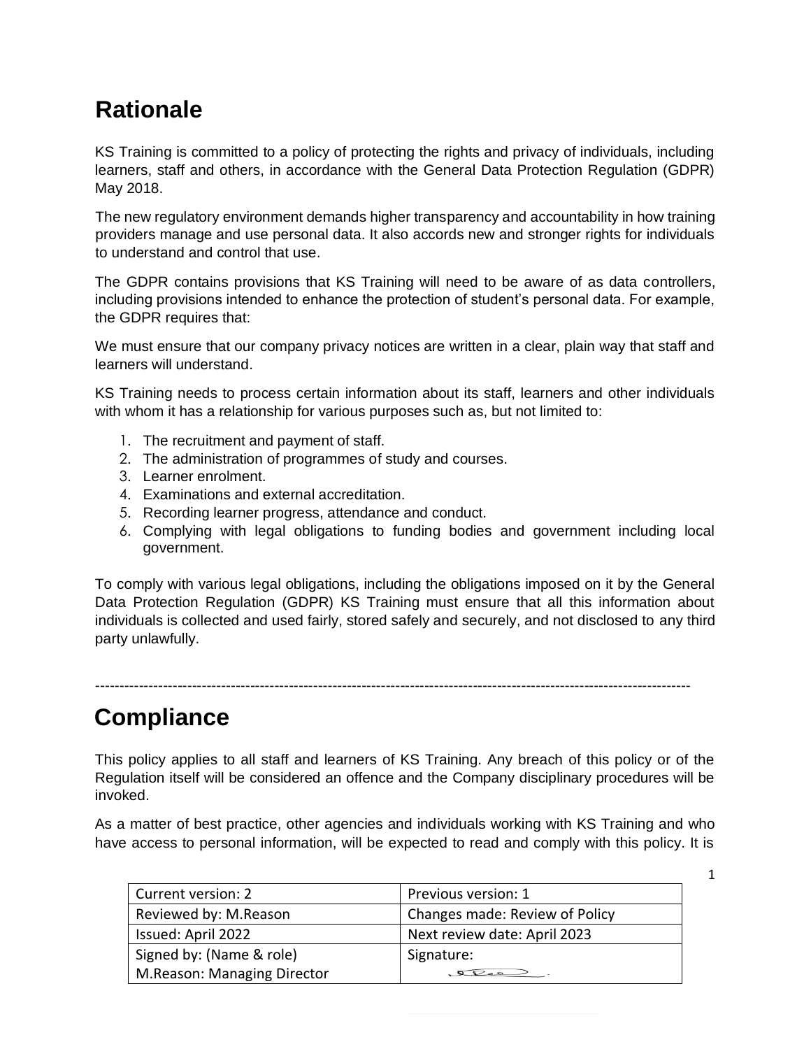# Rationale

KS Training is committed to a policy of protecting the rights and privacy of individuals, including learners, staff and others, in accordance with the General Data Protection Regulation (GDPR) May 2018.

The new regulatory environment demands higher transparency and accountability in how training providers manage and use personal data. It also accords new and stronger rights for individuals to understand and control that use.

The GDPR contains provisions that KS Training will need to be aware of as data controllers, including provisions intended to enhance the protection of student's personal data. For example, the GDPR requires that:

We must ensure that our company privacy notices are written in a clear, plain way that staff and learners will understand.

KS Training needs to process certain information about its staff, learners and other individuals with whom it has a relationship for various purposes such as, but not limited to:

1. The recruitment and payment of staff.
2. The administration of programmes of study and courses.
3. Learner enrolment.
4. Examinations and external accreditation.
5. Recording learner progress, attendance and conduct.
6. Complying with legal obligations to funding bodies and government including local government.

To comply with various legal obligations, including the obligations imposed on it by the General Data Protection Regulation (GDPR) KS Training must ensure that all this information about individuals is collected and used fairly, stored safely and securely, and not disclosed to any third party unlawfully.

---

# Compliance

This policy applies to all staff and learners of KS Training. Any breach of this policy or of the Regulation itself will be considered an offence and the Company disciplinary procedures will be invoked.

As a matter of best practice, other agencies and individuals working with KS Training and who have access to personal information, will be expected to read and comply with this policy. It is

| Current version: 2 | Previous version: 1 |
|---|---|
| Reviewed by: M.Reason | Changes made: Review of Policy |
| Issued: April 2022 | Next review date: April 2023 |
| Signed by: (Name & role) M.Reason: Managing Director | Signature: |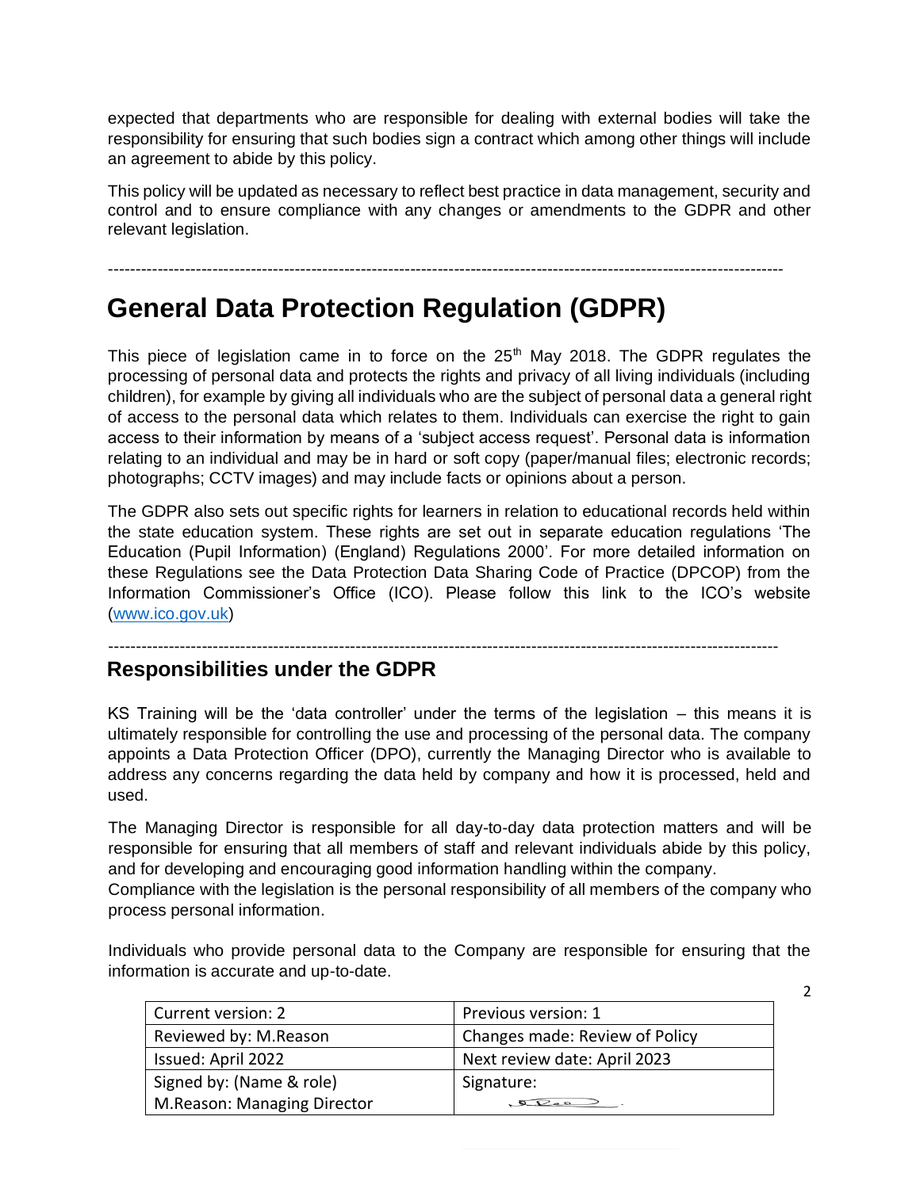expected that departments who are responsible for dealing with external bodies will take the responsibility for ensuring that such bodies sign a contract which among other things will include an agreement to abide by this policy.

This policy will be updated as necessary to reflect best practice in data management, security and control and to ensure compliance with any changes or amendments to the GDPR and other relevant legislation.

---

# General Data Protection Regulation (GDPR)

This piece of legislation came in to force on the 25th May 2018. The GDPR regulates the processing of personal data and protects the rights and privacy of all living individuals (including children), for example by giving all individuals who are the subject of personal data a general right of access to the personal data which relates to them. Individuals can exercise the right to gain access to their information by means of a 'subject access request'. Personal data is information relating to an individual and may be in hard or soft copy (paper/manual files; electronic records; photographs; CCTV images) and may include facts or opinions about a person.

The GDPR also sets out specific rights for learners in relation to educational records held within the state education system. These rights are set out in separate education regulations 'The Education (Pupil Information) (England) Regulations 2000'. For more detailed information on these Regulations see the Data Protection Data Sharing Code of Practice (DPCOP) from the Information Commissioner's Office (ICO). Please follow this link to the ICO's website (www.ico.gov.uk)

---

## Responsibilities under the GDPR

KS Training will be the 'data controller' under the terms of the legislation – this means it is ultimately responsible for controlling the use and processing of the personal data. The company appoints a Data Protection Officer (DPO), currently the Managing Director who is available to address any concerns regarding the data held by company and how it is processed, held and used.

The Managing Director is responsible for all day-to-day data protection matters and will be responsible for ensuring that all members of staff and relevant individuals abide by this policy, and for developing and encouraging good information handling within the company.
Compliance with the legislation is the personal responsibility of all members of the company who process personal information.

Individuals who provide personal data to the Company are responsible for ensuring that the information is accurate and up-to-date.

| Current version: 2 | Previous version: 1 |
|---|---|
| Reviewed by: M.Reason | Changes made: Review of Policy |
| Issued: April 2022 | Next review date: April 2023 |
| Signed by: (Name & role) M.Reason: Managing Director | Signature: |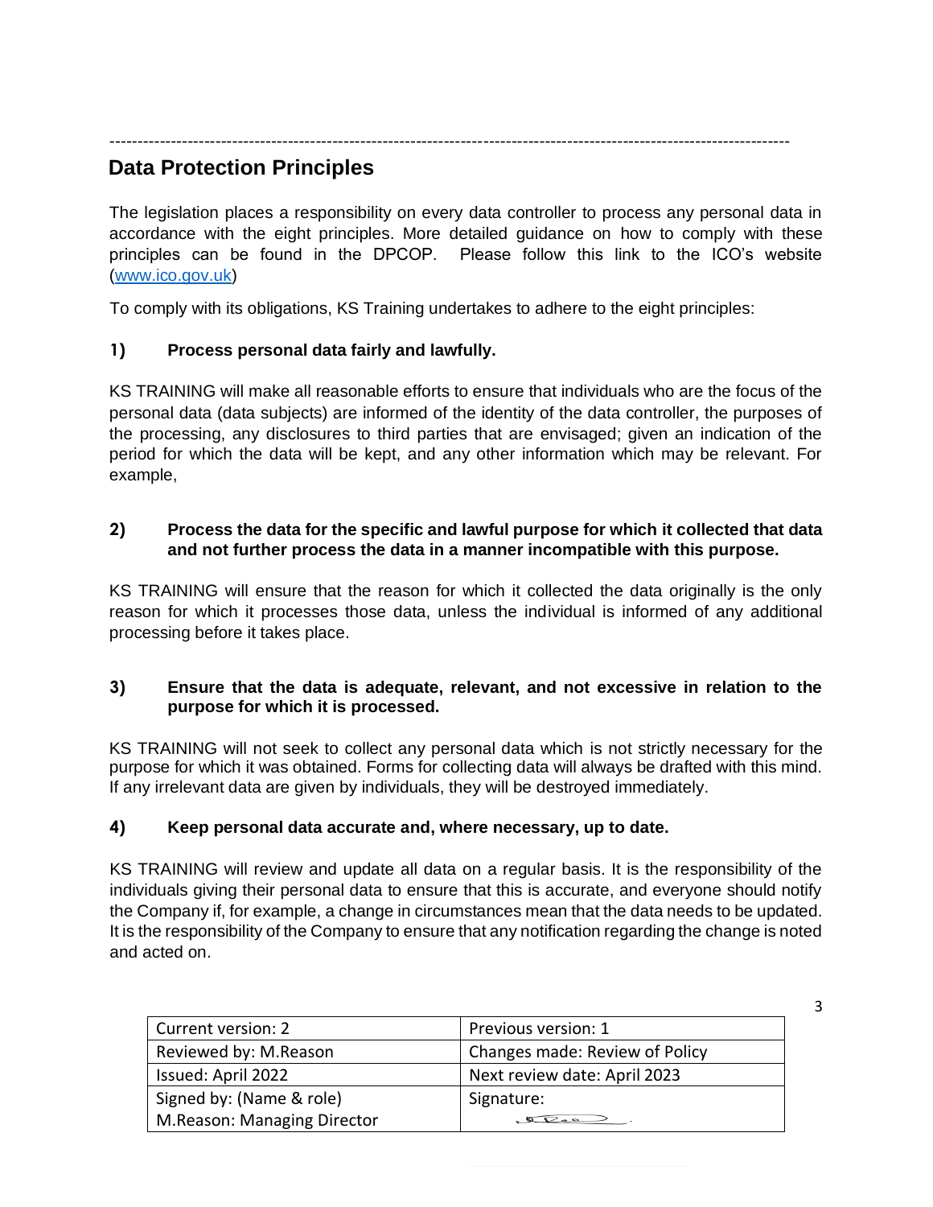---

## Data Protection Principles

The legislation places a responsibility on every data controller to process any personal data in accordance with the eight principles. More detailed guidance on how to comply with these principles can be found in the DPCOP. Please follow this link to the ICO's website (www.ico.gov.uk)

To comply with its obligations, KS Training undertakes to adhere to the eight principles:

### 1) Process personal data fairly and lawfully.

KS TRAINING will make all reasonable efforts to ensure that individuals who are the focus of the personal data (data subjects) are informed of the identity of the data controller, the purposes of the processing, any disclosures to third parties that are envisaged; given an indication of the period for which the data will be kept, and any other information which may be relevant. For example,

### 2) Process the data for the specific and lawful purpose for which it collected that data and not further process the data in a manner incompatible with this purpose.

KS TRAINING will ensure that the reason for which it collected the data originally is the only reason for which it processes those data, unless the individual is informed of any additional processing before it takes place.

### 3) Ensure that the data is adequate, relevant, and not excessive in relation to the purpose for which it is processed.

KS TRAINING will not seek to collect any personal data which is not strictly necessary for the purpose for which it was obtained. Forms for collecting data will always be drafted with this mind. If any irrelevant data are given by individuals, they will be destroyed immediately.

### 4) Keep personal data accurate and, where necessary, up to date.

KS TRAINING will review and update all data on a regular basis. It is the responsibility of the individuals giving their personal data to ensure that this is accurate, and everyone should notify the Company if, for example, a change in circumstances mean that the data needs to be updated. It is the responsibility of the Company to ensure that any notification regarding the change is noted and acted on.

| Current version: 2 | Previous version: 1 |
|---|---|
| Reviewed by: M.Reason | Changes made: Review of Policy |
| Issued: April 2022 | Next review date: April 2023 |
| Signed by: (Name & role) M.Reason: Managing Director | Signature: |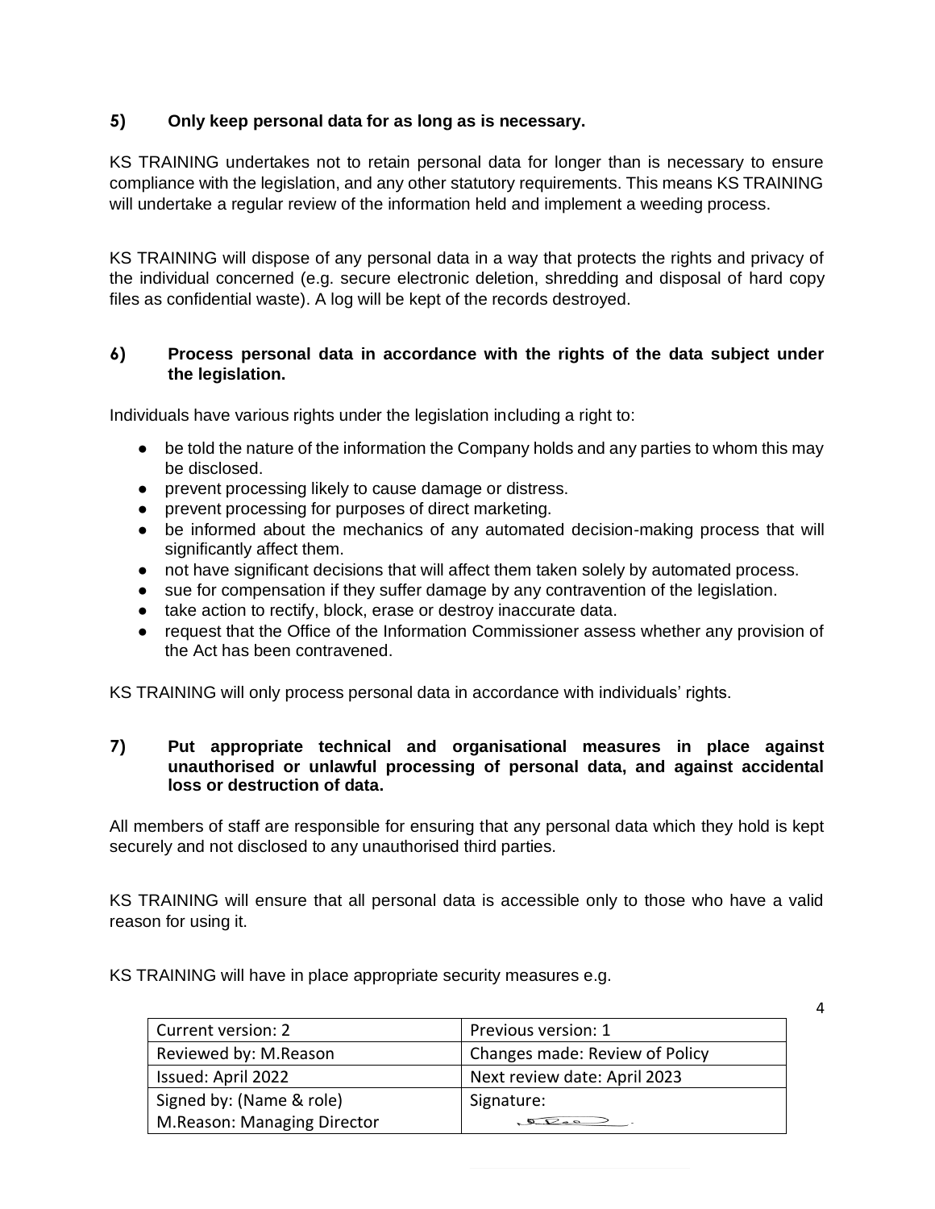### 5) Only keep personal data for as long as is necessary.

KS TRAINING undertakes not to retain personal data for longer than is necessary to ensure compliance with the legislation, and any other statutory requirements. This means KS TRAINING will undertake a regular review of the information held and implement a weeding process.

KS TRAINING will dispose of any personal data in a way that protects the rights and privacy of the individual concerned (e.g. secure electronic deletion, shredding and disposal of hard copy files as confidential waste). A log will be kept of the records destroyed.

### 6) Process personal data in accordance with the rights of the data subject under the legislation.

Individuals have various rights under the legislation including a right to:

- be told the nature of the information the Company holds and any parties to whom this may be disclosed.
- prevent processing likely to cause damage or distress.
- prevent processing for purposes of direct marketing.
- be informed about the mechanics of any automated decision-making process that will significantly affect them.
- not have significant decisions that will affect them taken solely by automated process.
- sue for compensation if they suffer damage by any contravention of the legislation.
- take action to rectify, block, erase or destroy inaccurate data.
- request that the Office of the Information Commissioner assess whether any provision of the Act has been contravened.

KS TRAINING will only process personal data in accordance with individuals' rights.

### 7) Put appropriate technical and organisational measures in place against unauthorised or unlawful processing of personal data, and against accidental loss or destruction of data.

All members of staff are responsible for ensuring that any personal data which they hold is kept securely and not disclosed to any unauthorised third parties.

KS TRAINING will ensure that all personal data is accessible only to those who have a valid reason for using it.

KS TRAINING will have in place appropriate security measures e.g.

| Current version: 2 | Previous version: 1 |
|---|---|
| Reviewed by: M.Reason | Changes made: Review of Policy |
| Issued: April 2022 | Next review date: April 2023 |
| Signed by: (Name & role) M.Reason: Managing Director | Signature: |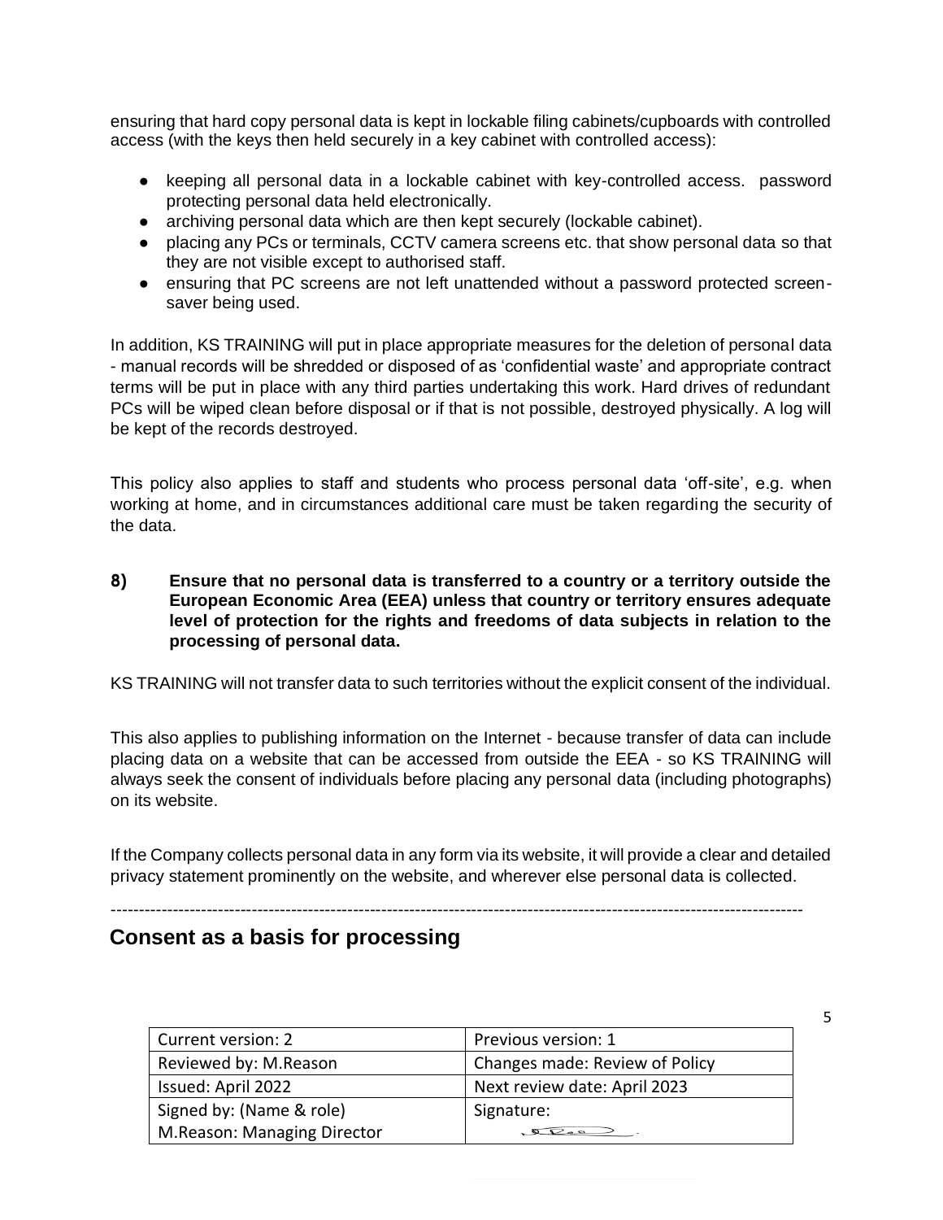ensuring that hard copy personal data is kept in lockable filing cabinets/cupboards with controlled access (with the keys then held securely in a key cabinet with controlled access):

- keeping all personal data in a lockable cabinet with key-controlled access. password protecting personal data held electronically.
- archiving personal data which are then kept securely (lockable cabinet).
- placing any PCs or terminals, CCTV camera screens etc. that show personal data so that they are not visible except to authorised staff.
- ensuring that PC screens are not left unattended without a password protected screen-saver being used.

In addition, KS TRAINING will put in place appropriate measures for the deletion of personal data - manual records will be shredded or disposed of as 'confidential waste' and appropriate contract terms will be put in place with any third parties undertaking this work. Hard drives of redundant PCs will be wiped clean before disposal or if that is not possible, destroyed physically. A log will be kept of the records destroyed.

This policy also applies to staff and students who process personal data 'off-site', e.g. when working at home, and in circumstances additional care must be taken regarding the security of the data.

**8) Ensure that no personal data is transferred to a country or a territory outside the European Economic Area (EEA) unless that country or territory ensures adequate level of protection for the rights and freedoms of data subjects in relation to the processing of personal data.**

KS TRAINING will not transfer data to such territories without the explicit consent of the individual.

This also applies to publishing information on the Internet - because transfer of data can include placing data on a website that can be accessed from outside the EEA - so KS TRAINING will always seek the consent of individuals before placing any personal data (including photographs) on its website.

If the Company collects personal data in any form via its website, it will provide a clear and detailed privacy statement prominently on the website, and wherever else personal data is collected.

---

## Consent as a basis for processing

| Current version: 2 | Previous version: 1 |
|---|---|
| Reviewed by: M.Reason | Changes made: Review of Policy |
| Issued: April 2022 | Next review date: April 2023 |
| Signed by: (Name & role) M.Reason: Managing Director | Signature: |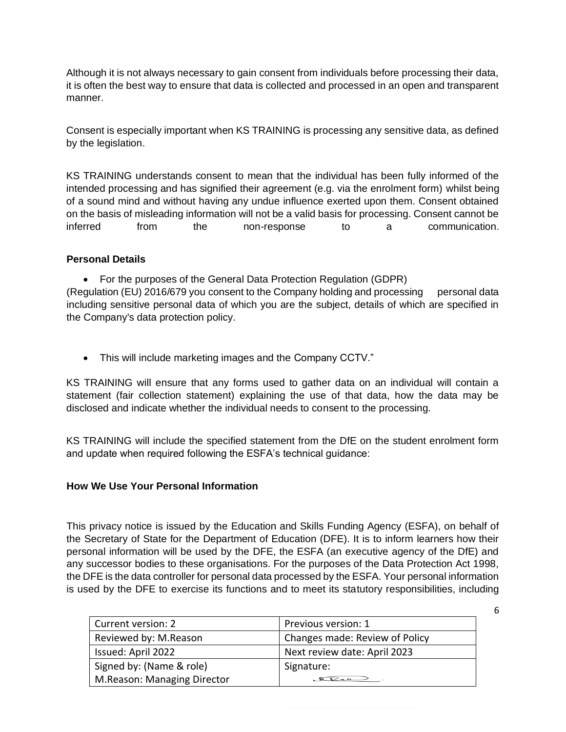Although it is not always necessary to gain consent from individuals before processing their data, it is often the best way to ensure that data is collected and processed in an open and transparent manner.

Consent is especially important when KS TRAINING is processing any sensitive data, as defined by the legislation.

KS TRAINING understands consent to mean that the individual has been fully informed of the intended processing and has signified their agreement (e.g. via the enrolment form) whilst being of a sound mind and without having any undue influence exerted upon them. Consent obtained on the basis of misleading information will not be a valid basis for processing. Consent cannot be inferred from the non-response to a communication.

**Personal Details**

- For the purposes of the General Data Protection Regulation (GDPR)

(Regulation (EU) 2016/679 you consent to the Company holding and processing personal data including sensitive personal data of which you are the subject, details of which are specified in the Company's data protection policy.

- This will include marketing images and the Company CCTV."

KS TRAINING will ensure that any forms used to gather data on an individual will contain a statement (fair collection statement) explaining the use of that data, how the data may be disclosed and indicate whether the individual needs to consent to the processing.

KS TRAINING will include the specified statement from the DfE on the student enrolment form and update when required following the ESFA's technical guidance:

**How We Use Your Personal Information**

This privacy notice is issued by the Education and Skills Funding Agency (ESFA), on behalf of the Secretary of State for the Department of Education (DFE). It is to inform learners how their personal information will be used by the DFE, the ESFA (an executive agency of the DfE) and any successor bodies to these organisations. For the purposes of the Data Protection Act 1998, the DFE is the data controller for personal data processed by the ESFA. Your personal information is used by the DFE to exercise its functions and to meet its statutory responsibilities, including

| Current version: 2 | Previous version: 1 |
|---|---|
| Reviewed by: M.Reason | Changes made: Review of Policy |
| Issued: April 2022 | Next review date: April 2023 |
| Signed by: (Name & role) M.Reason: Managing Director | Signature: |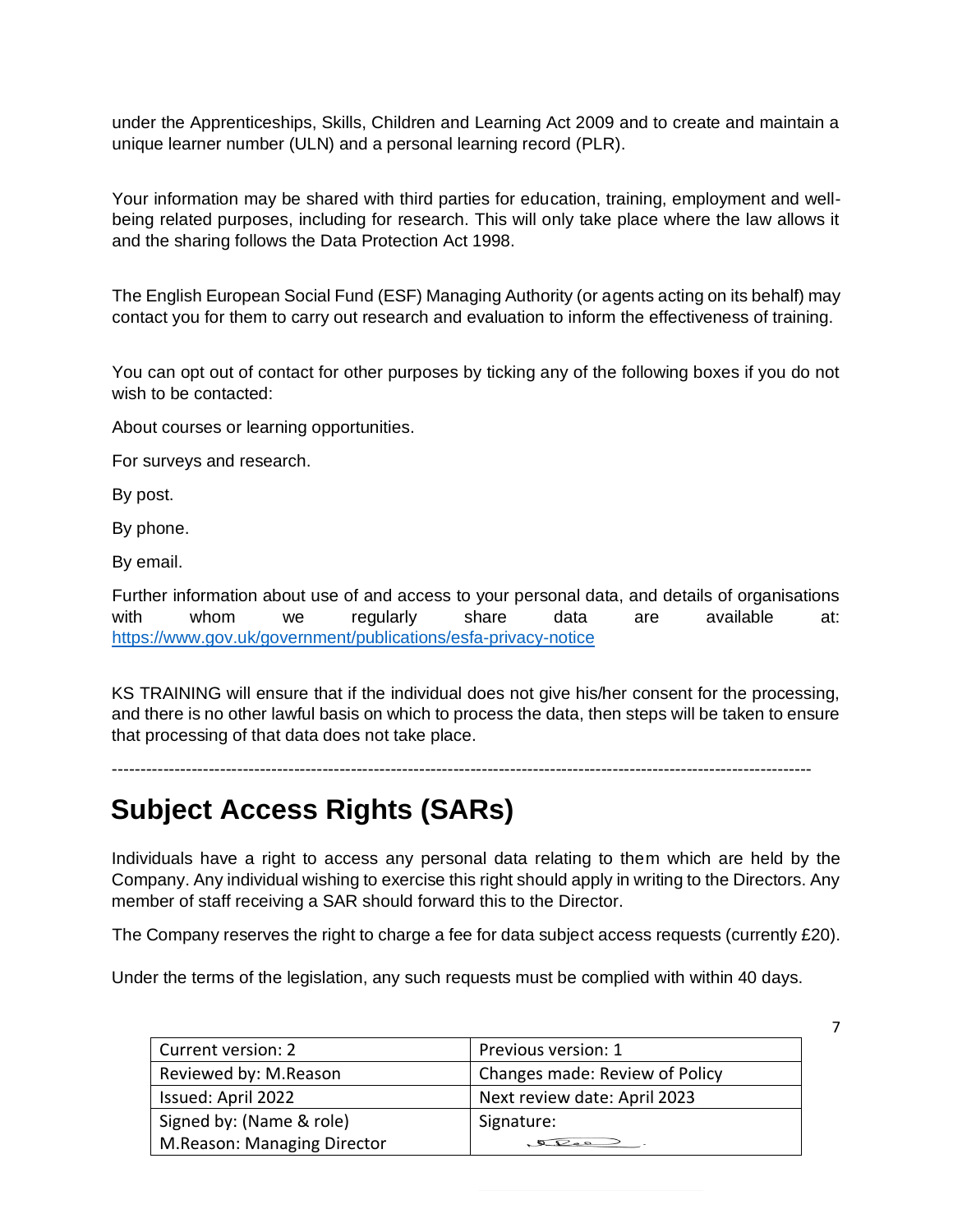under the Apprenticeships, Skills, Children and Learning Act 2009 and to create and maintain a unique learner number (ULN) and a personal learning record (PLR).

Your information may be shared with third parties for education, training, employment and well-being related purposes, including for research. This will only take place where the law allows it and the sharing follows the Data Protection Act 1998.

The English European Social Fund (ESF) Managing Authority (or agents acting on its behalf) may contact you for them to carry out research and evaluation to inform the effectiveness of training.

You can opt out of contact for other purposes by ticking any of the following boxes if you do not wish to be contacted:

About courses or learning opportunities.

For surveys and research.

By post.

By phone.

By email.

Further information about use of and access to your personal data, and details of organisations with whom we regularly share data are available at: https://www.gov.uk/government/publications/esfa-privacy-notice

KS TRAINING will ensure that if the individual does not give his/her consent for the processing, and there is no other lawful basis on which to process the data, then steps will be taken to ensure that processing of that data does not take place.

---

# Subject Access Rights (SARs)

Individuals have a right to access any personal data relating to them which are held by the Company. Any individual wishing to exercise this right should apply in writing to the Directors. Any member of staff receiving a SAR should forward this to the Director.

The Company reserves the right to charge a fee for data subject access requests (currently £20).

Under the terms of the legislation, any such requests must be complied with within 40 days.

| Current version: 2 | Previous version: 1 |
|---|---|
| Reviewed by: M.Reason | Changes made: Review of Policy |
| Issued: April 2022 | Next review date: April 2023 |
| Signed by: (Name & role) M.Reason: Managing Director | Signature: |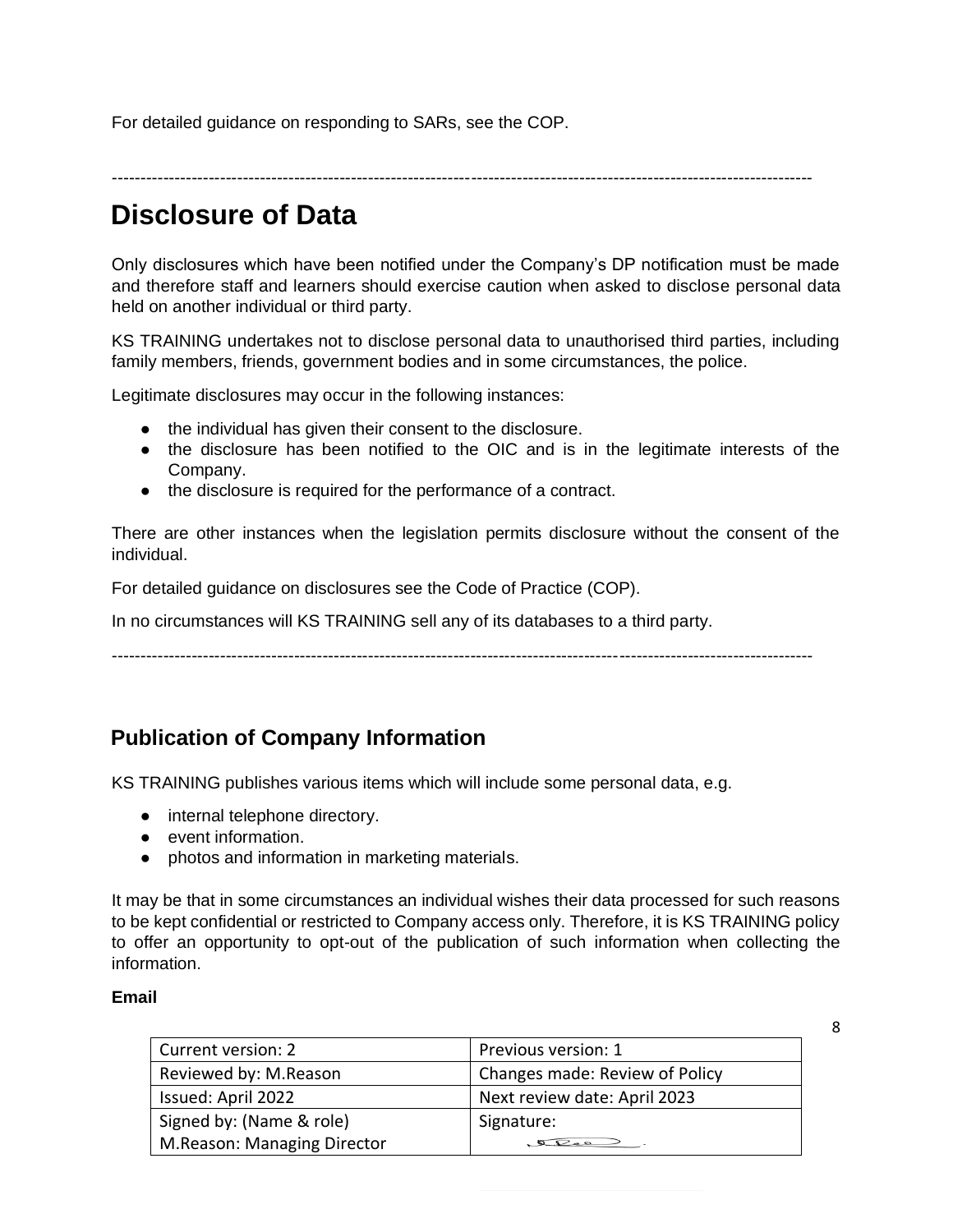For detailed guidance on responding to SARs, see the COP.

---

# Disclosure of Data

Only disclosures which have been notified under the Company's DP notification must be made and therefore staff and learners should exercise caution when asked to disclose personal data held on another individual or third party.

KS TRAINING undertakes not to disclose personal data to unauthorised third parties, including family members, friends, government bodies and in some circumstances, the police.

Legitimate disclosures may occur in the following instances:

- the individual has given their consent to the disclosure.
- the disclosure has been notified to the OIC and is in the legitimate interests of the Company.
- the disclosure is required for the performance of a contract.

There are other instances when the legislation permits disclosure without the consent of the individual.

For detailed guidance on disclosures see the Code of Practice (COP).

In no circumstances will KS TRAINING sell any of its databases to a third party.

---

## Publication of Company Information

KS TRAINING publishes various items which will include some personal data, e.g.

- internal telephone directory.
- event information.
- photos and information in marketing materials.

It may be that in some circumstances an individual wishes their data processed for such reasons to be kept confidential or restricted to Company access only. Therefore, it is KS TRAINING policy to offer an opportunity to opt-out of the publication of such information when collecting the information.

**Email**

| Current version: 2 | Previous version: 1 |
|---|---|
| Reviewed by: M.Reason | Changes made: Review of Policy |
| Issued: April 2022 | Next review date: April 2023 |
| Signed by: (Name & role) M.Reason: Managing Director | Signature: |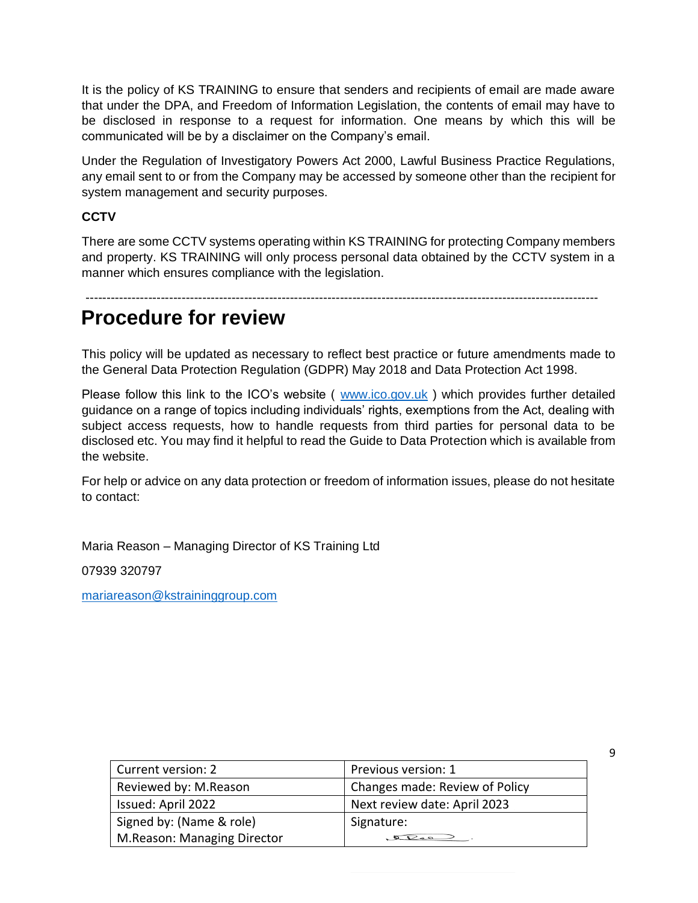It is the policy of KS TRAINING to ensure that senders and recipients of email are made aware that under the DPA, and Freedom of Information Legislation, the contents of email may have to be disclosed in response to a request for information. One means by which this will be communicated will be by a disclaimer on the Company's email.

Under the Regulation of Investigatory Powers Act 2000, Lawful Business Practice Regulations, any email sent to or from the Company may be accessed by someone other than the recipient for system management and security purposes.

**CCTV**

There are some CCTV systems operating within KS TRAINING for protecting Company members and property. KS TRAINING will only process personal data obtained by the CCTV system in a manner which ensures compliance with the legislation.

---

# Procedure for review

This policy will be updated as necessary to reflect best practice or future amendments made to the General Data Protection Regulation (GDPR) May 2018 and Data Protection Act 1998.

Please follow this link to the ICO's website ( [www.ico.gov.uk](http://www.ico.gov.uk) ) which provides further detailed guidance on a range of topics including individuals' rights, exemptions from the Act, dealing with subject access requests, how to handle requests from third parties for personal data to be disclosed etc. You may find it helpful to read the Guide to Data Protection which is available from the website.

For help or advice on any data protection or freedom of information issues, please do not hesitate to contact:

Maria Reason – Managing Director of KS Training Ltd

07939 320797

[mariareason@kstraininggroup.com](mailto:mariareason@kstraininggroup.com)

| | |
|---|---|
| Current version: 2 | Previous version: 1 |
| Reviewed by: M.Reason | Changes made: Review of Policy |
| Issued: April 2022 | Next review date: April 2023 |
| Signed by: (Name & role) M.Reason: Managing Director | Signature: |